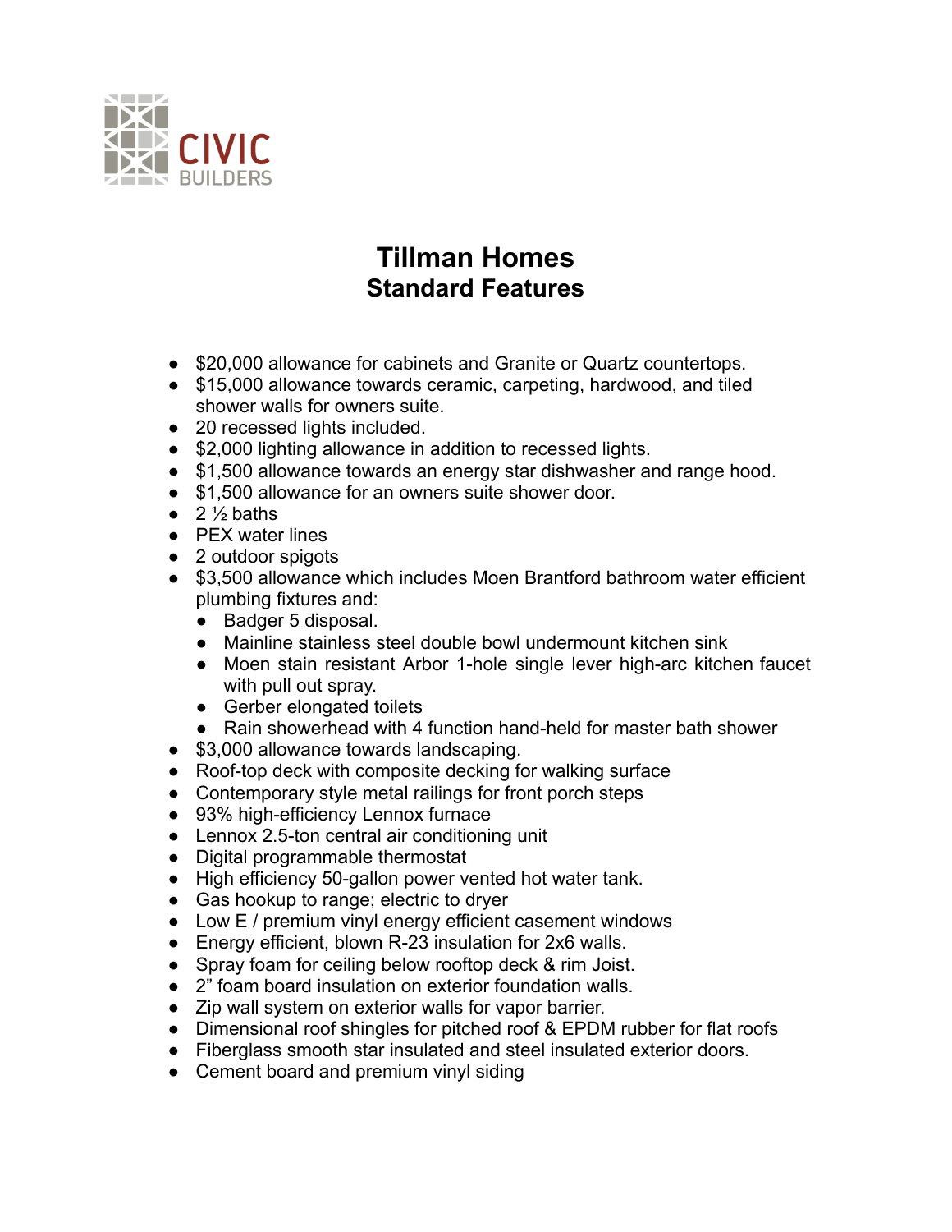CIVIC BUILDERS

# Tillman Homes
## Standard Features

- $20,000 allowance for cabinets and Granite or Quartz countertops.
- $15,000 allowance towards ceramic, carpeting, hardwood, and tiled shower walls for owners suite.
- 20 recessed lights included.
- $2,000 lighting allowance in addition to recessed lights.
- $1,500 allowance towards an energy star dishwasher and range hood.
- $1,500 allowance for an owners suite shower door.
- 2 ½ baths
- PEX water lines
- 2 outdoor spigots
- $3,500 allowance which includes Moen Brantford bathroom water efficient plumbing fixtures and:
  - Badger 5 disposal.
  - Mainline stainless steel double bowl undermount kitchen sink
  - Moen stain resistant Arbor 1-hole single lever high-arc kitchen faucet with pull out spray.
  - Gerber elongated toilets
  - Rain showerhead with 4 function hand-held for master bath shower
- $3,000 allowance towards landscaping.
- Roof-top deck with composite decking for walking surface
- Contemporary style metal railings for front porch steps
- 93% high-efficiency Lennox furnace
- Lennox 2.5-ton central air conditioning unit
- Digital programmable thermostat
- High efficiency 50-gallon power vented hot water tank.
- Gas hookup to range; electric to dryer
- Low E / premium vinyl energy efficient casement windows
- Energy efficient, blown R-23 insulation for 2x6 walls.
- Spray foam for ceiling below rooftop deck & rim Joist.
- 2” foam board insulation on exterior foundation walls.
- Zip wall system on exterior walls for vapor barrier.
- Dimensional roof shingles for pitched roof & EPDM rubber for flat roofs
- Fiberglass smooth star insulated and steel insulated exterior doors.
- Cement board and premium vinyl siding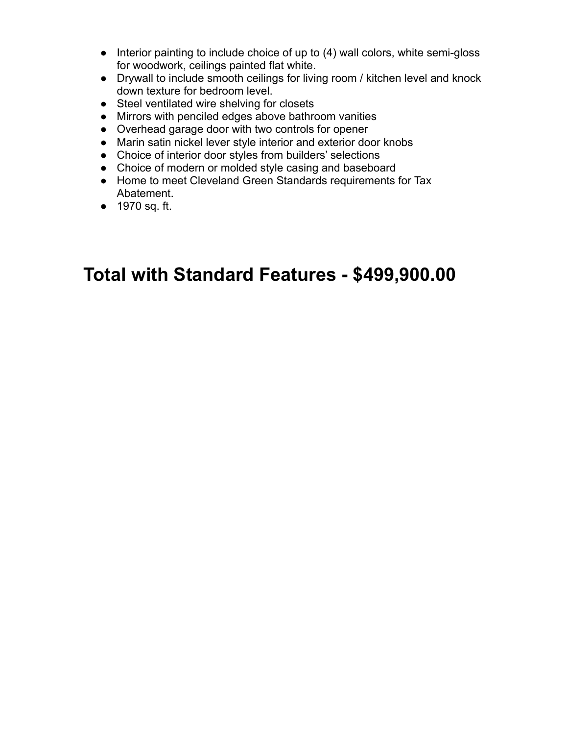- Interior painting to include choice of up to (4) wall colors, white semi-gloss for woodwork, ceilings painted flat white.
- Drywall to include smooth ceilings for living room / kitchen level and knock down texture for bedroom level.
- Steel ventilated wire shelving for closets
- Mirrors with penciled edges above bathroom vanities
- Overhead garage door with two controls for opener
- Marin satin nickel lever style interior and exterior door knobs
- Choice of interior door styles from builders' selections
- Choice of modern or molded style casing and baseboard
- Home to meet Cleveland Green Standards requirements for Tax Abatement.
- 1970 sq. ft.

# Total with Standard Features - $499,900.00